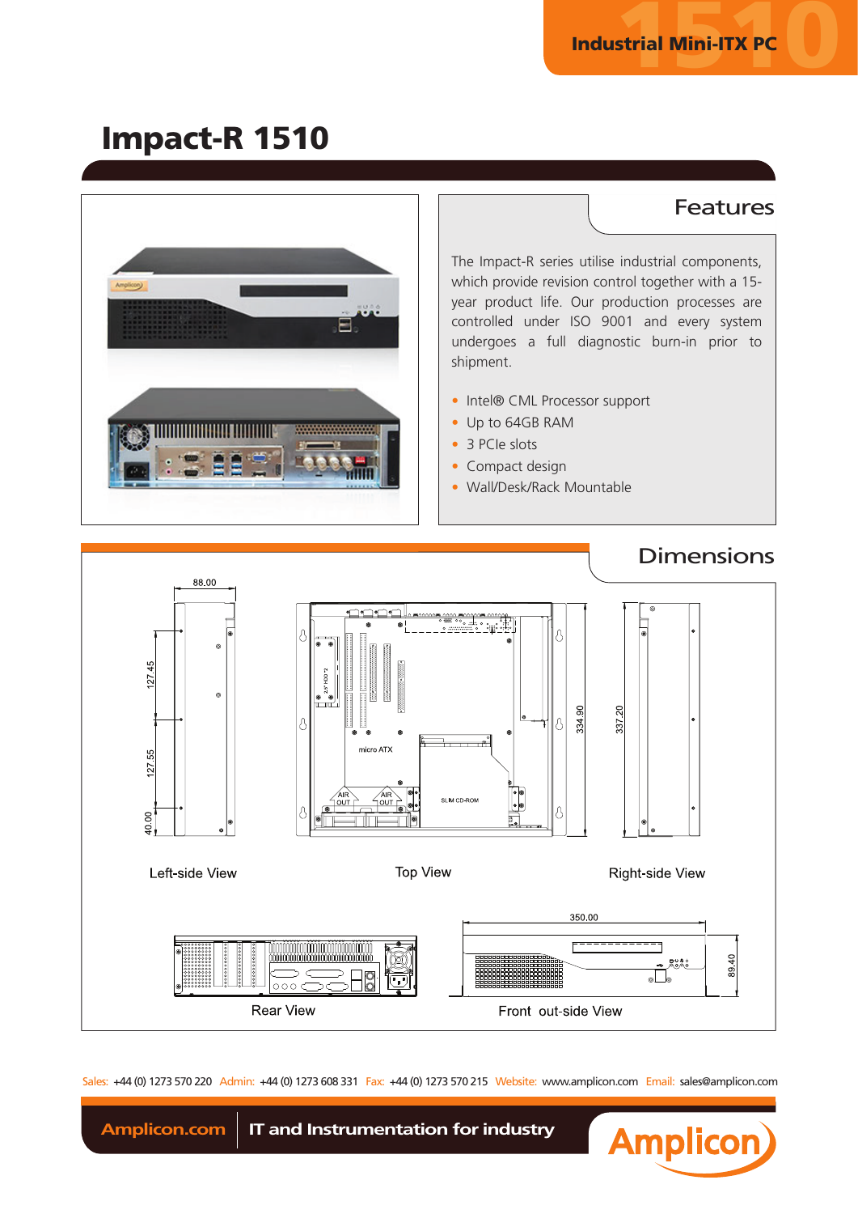Industrial Mini-ITX PC

# Impact-R 1510

## Features

The Impact-R series utilise industrial components, which provide revision control together with a 15-year product life. Our production processes are controlled under ISO 9001 and every system undergoes a full diagnostic burn-in prior to shipment.

- Intel® CML Processor support
- Up to 64GB RAM
- 3 PCIe slots
- Compact design
- Wall/Desk/Rack Mountable

## Dimensions

88.00

127.45

127.55

40.00

Left-side View

micro ATX

AIR OUT

AIR OUT

SLIM CD-ROM

334.90

Top View

337.20

Right-side View

Rear View

350.00

89.40

Front out-side View

Sales: +44 (0) 1273 570 220 Admin: +44 (0) 1273 608 331 Fax: +44 (0) 1273 570 215 Website: www.amplicon.com Email: sales@amplicon.com

Amplicon.com | IT and Instrumentation for industry

Amplicon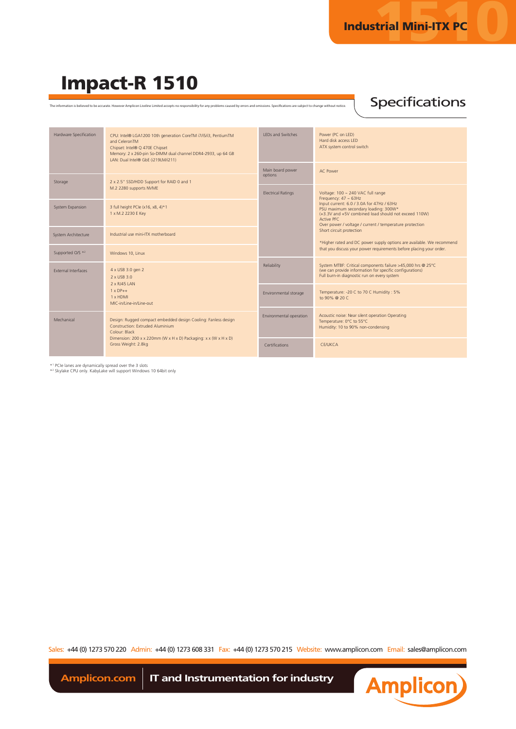# Impact-R 1510

Industrial Mini-ITX PC

The information is believed to be accurate. However Amplicon Liveline Limited accepts no responsibility for any problems caused by errors and omissions. Specifications are subject to change without notice.

## Specifications

| | |
|---|---|
| Hardware Specification | CPU: Intel® LGA1200 10th generation CoreTM i7/i5/i3, PentiumTM and CeleronTM<br>Chipset: Intel® Q 470E Chipset<br>Memory: 2 x 260-pin So-DIMM dual channel DDR4-2933, up 64 GB<br>LAN: Dual Intel® GbE (i219LM/i211) |
| Storage | 2 x 2.5" SSD/HDD Support for RAID 0 and 1<br>M.2 2280 supports NVME |
| System Expansion | 3 full height PCIe (x16, x8, 4)*1<br>1 x M.2 2230 E Key |
| System Architecture | Industrial use mini-ITX motherboard |
| Supported O/S *2 | Windows 10, Linux |
| External Interfaces | 4 x USB 3.0 gen 2<br>2 x USB 3.0<br>2 x RJ45 LAN<br>1 x DP++<br>1 x HDMI<br>MIC-in/Line-in/Line-out |
| Mechanical | Design: Rugged compact embedded design Cooling: Fanless design<br>Construction: Extruded Aluminium<br>Colour: Black<br>Dimension: 200 x x 220mm (W x H x D) Packaging: x x (W x H x D)<br>Gross Weight: 2.8kg |
| LEDs and Switches | Power (PC on LED)<br>Hard disk access LED<br>ATX system control switch |
| Main board power options | AC Power |
| Electrical Ratings | Voltage: 100 ~ 240 VAC full range<br>Frequency: 47 ~ 63Hz<br>Input current: 6.0 / 3.0A for 47Hz / 63Hz<br>PSU maximum secondary loading: 300W*<br>(+3.3V and +5V combined load should not exceed 110W)<br>Active PFC<br>Over power / voltage / current / temperature protection<br>Short circuit protection<br><br>*Higher rated and DC power supply options are available. We recommend that you discuss your power requirements before placing your order. |
| Reliability | System MTBF: Critical components failure >45,000 hrs @ 25°C<br>(we can provide information for specific configurations)<br>Full burn-in diagnostic run on every system |
| Environmental storage | Temperature: -20 C to 70 C Humidity : 5% to 90% @ 20 C |
| Environmental operation | Acoustic noise: Near silent operation Operating<br>Temperature: 0°C to 55°C<br>Humidity: 10 to 90% non-condensing |
| Certifications | CE/UKCA |

*[1] PCIe lanes are dynamically spread over the 3 slots
*[2] Skylake CPU only. KabyLake will support Windows 10 64bit only

Sales: +44 (0) 1273 570 220 Admin: +44 (0) 1273 608 331 Fax: +44 (0) 1273 570 215 Website: www.amplicon.com Email: sales@amplicon.com

Amplicon.com | IT and Instrumentation for industry

Amplicon